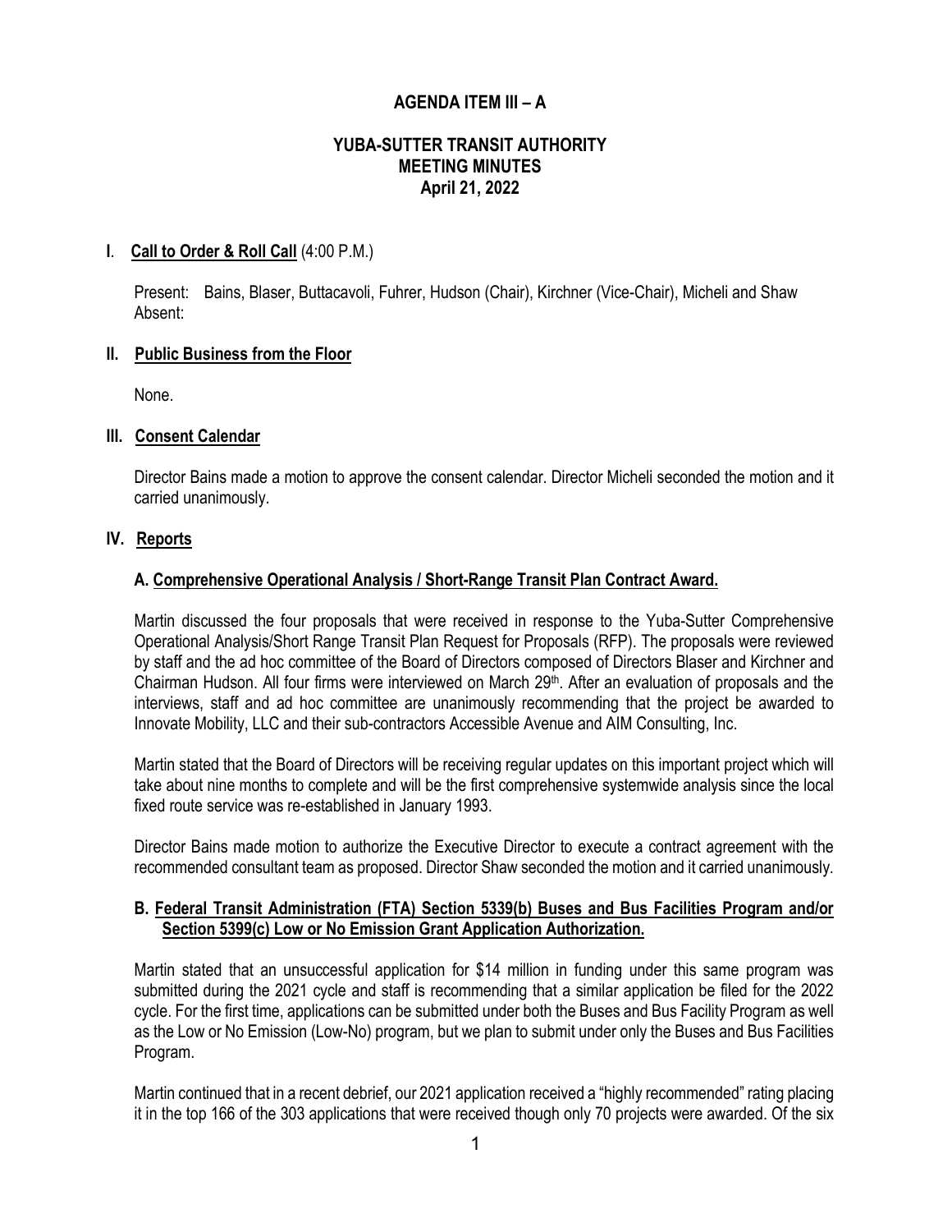# AGENDA ITEM III – A

## YUBA-SUTTER TRANSIT AUTHORITY MEETING MINUTES April 21, 2022

**I. Call to Order & Roll Call** (4:00 P.M.)

Present: Bains, Blaser, Buttacavoli, Fuhrer, Hudson (Chair), Kirchner (Vice-Chair), Micheli and Shaw
Absent:

**II. Public Business from the Floor**

None.

**III. Consent Calendar**

Director Bains made a motion to approve the consent calendar. Director Micheli seconded the motion and it carried unanimously.

**IV. Reports**

**A. Comprehensive Operational Analysis / Short-Range Transit Plan Contract Award.**

Martin discussed the four proposals that were received in response to the Yuba-Sutter Comprehensive Operational Analysis/Short Range Transit Plan Request for Proposals (RFP). The proposals were reviewed by staff and the ad hoc committee of the Board of Directors composed of Directors Blaser and Kirchner and Chairman Hudson. All four firms were interviewed on March 29th. After an evaluation of proposals and the interviews, staff and ad hoc committee are unanimously recommending that the project be awarded to Innovate Mobility, LLC and their sub-contractors Accessible Avenue and AIM Consulting, Inc.

Martin stated that the Board of Directors will be receiving regular updates on this important project which will take about nine months to complete and will be the first comprehensive systemwide analysis since the local fixed route service was re-established in January 1993.

Director Bains made motion to authorize the Executive Director to execute a contract agreement with the recommended consultant team as proposed. Director Shaw seconded the motion and it carried unanimously.

**B. Federal Transit Administration (FTA) Section 5339(b) Buses and Bus Facilities Program and/or Section 5399(c) Low or No Emission Grant Application Authorization.**

Martin stated that an unsuccessful application for $14 million in funding under this same program was submitted during the 2021 cycle and staff is recommending that a similar application be filed for the 2022 cycle. For the first time, applications can be submitted under both the Buses and Bus Facility Program as well as the Low or No Emission (Low-No) program, but we plan to submit under only the Buses and Bus Facilities Program.

Martin continued that in a recent debrief, our 2021 application received a "highly recommended" rating placing it in the top 166 of the 303 applications that were received though only 70 projects were awarded. Of the six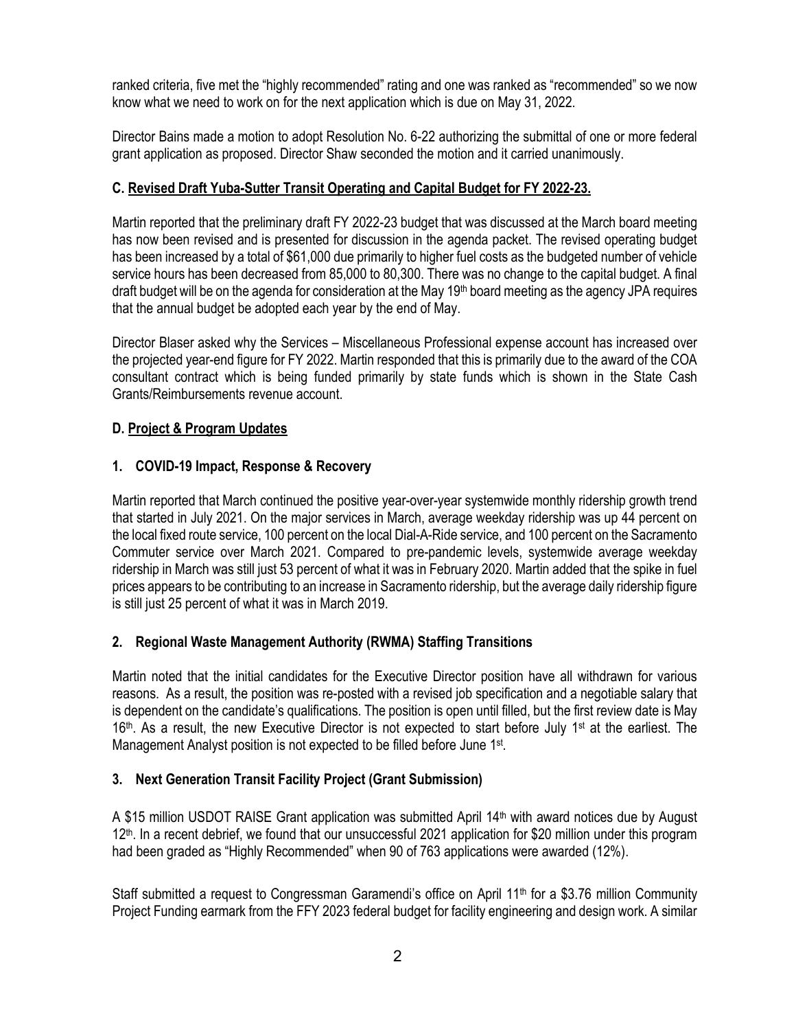ranked criteria, five met the "highly recommended" rating and one was ranked as "recommended" so we now know what we need to work on for the next application which is due on May 31, 2022.

Director Bains made a motion to adopt Resolution No. 6-22 authorizing the submittal of one or more federal grant application as proposed. Director Shaw seconded the motion and it carried unanimously.

### C. Revised Draft Yuba-Sutter Transit Operating and Capital Budget for FY 2022-23.

Martin reported that the preliminary draft FY 2022-23 budget that was discussed at the March board meeting has now been revised and is presented for discussion in the agenda packet. The revised operating budget has been increased by a total of $61,000 due primarily to higher fuel costs as the budgeted number of vehicle service hours has been decreased from 85,000 to 80,300. There was no change to the capital budget. A final draft budget will be on the agenda for consideration at the May 19th board meeting as the agency JPA requires that the annual budget be adopted each year by the end of May.

Director Blaser asked why the Services – Miscellaneous Professional expense account has increased over the projected year-end figure for FY 2022. Martin responded that this is primarily due to the award of the COA consultant contract which is being funded primarily by state funds which is shown in the State Cash Grants/Reimbursements revenue account.

### D. Project & Program Updates

#### 1. COVID-19 Impact, Response & Recovery

Martin reported that March continued the positive year-over-year systemwide monthly ridership growth trend that started in July 2021. On the major services in March, average weekday ridership was up 44 percent on the local fixed route service, 100 percent on the local Dial-A-Ride service, and 100 percent on the Sacramento Commuter service over March 2021. Compared to pre-pandemic levels, systemwide average weekday ridership in March was still just 53 percent of what it was in February 2020. Martin added that the spike in fuel prices appears to be contributing to an increase in Sacramento ridership, but the average daily ridership figure is still just 25 percent of what it was in March 2019.

#### 2. Regional Waste Management Authority (RWMA) Staffing Transitions

Martin noted that the initial candidates for the Executive Director position have all withdrawn for various reasons. As a result, the position was re-posted with a revised job specification and a negotiable salary that is dependent on the candidate's qualifications. The position is open until filled, but the first review date is May 16th. As a result, the new Executive Director is not expected to start before July 1st at the earliest. The Management Analyst position is not expected to be filled before June 1st.

#### 3. Next Generation Transit Facility Project (Grant Submission)

A $15 million USDOT RAISE Grant application was submitted April 14th with award notices due by August 12th. In a recent debrief, we found that our unsuccessful 2021 application for $20 million under this program had been graded as "Highly Recommended" when 90 of 763 applications were awarded (12%).

Staff submitted a request to Congressman Garamendi's office on April 11th for a $3.76 million Community Project Funding earmark from the FFY 2023 federal budget for facility engineering and design work. A similar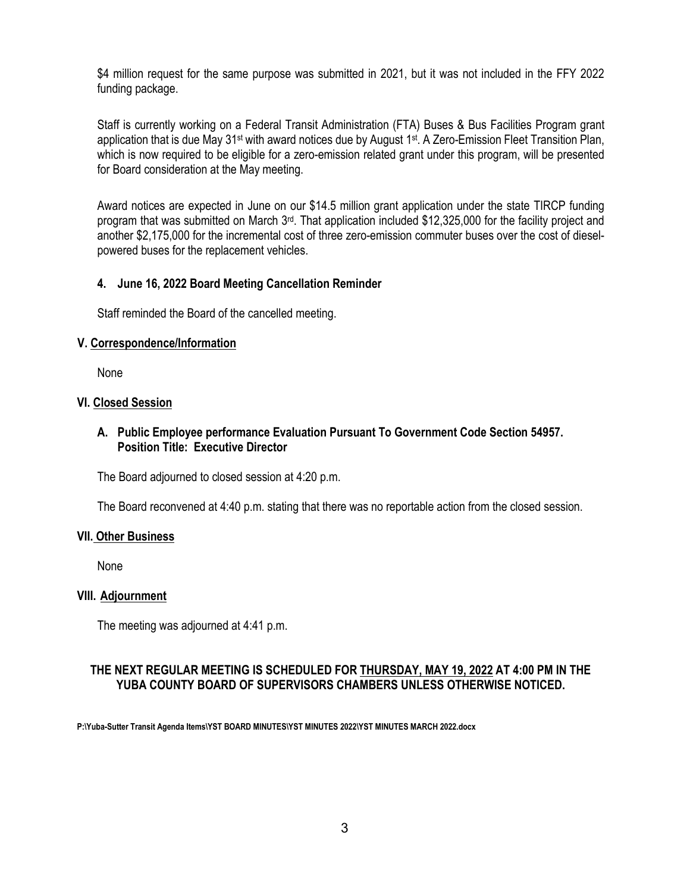$4 million request for the same purpose was submitted in 2021, but it was not included in the FFY 2022 funding package.

Staff is currently working on a Federal Transit Administration (FTA) Buses & Bus Facilities Program grant application that is due May 31st with award notices due by August 1st. A Zero-Emission Fleet Transition Plan, which is now required to be eligible for a zero-emission related grant under this program, will be presented for Board consideration at the May meeting.

Award notices are expected in June on our $14.5 million grant application under the state TIRCP funding program that was submitted on March 3rd. That application included $12,325,000 for the facility project and another $2,175,000 for the incremental cost of three zero-emission commuter buses over the cost of diesel-powered buses for the replacement vehicles.

### 4. June 16, 2022 Board Meeting Cancellation Reminder

Staff reminded the Board of the cancelled meeting.

## V. Correspondence/Information

None

## VI. Closed Session

### A. Public Employee performance Evaluation Pursuant To Government Code Section 54957. Position Title: Executive Director

The Board adjourned to closed session at 4:20 p.m.

The Board reconvened at 4:40 p.m. stating that there was no reportable action from the closed session.

## VII. Other Business

None

## VIII. Adjournment

The meeting was adjourned at 4:41 p.m.

**THE NEXT REGULAR MEETING IS SCHEDULED FOR THURSDAY, MAY 19, 2022 AT 4:00 PM IN THE YUBA COUNTY BOARD OF SUPERVISORS CHAMBERS UNLESS OTHERWISE NOTICED.**

P:\Yuba-Sutter Transit Agenda Items\YST BOARD MINUTES\YST MINUTES 2022\YST MINUTES MARCH 2022.docx